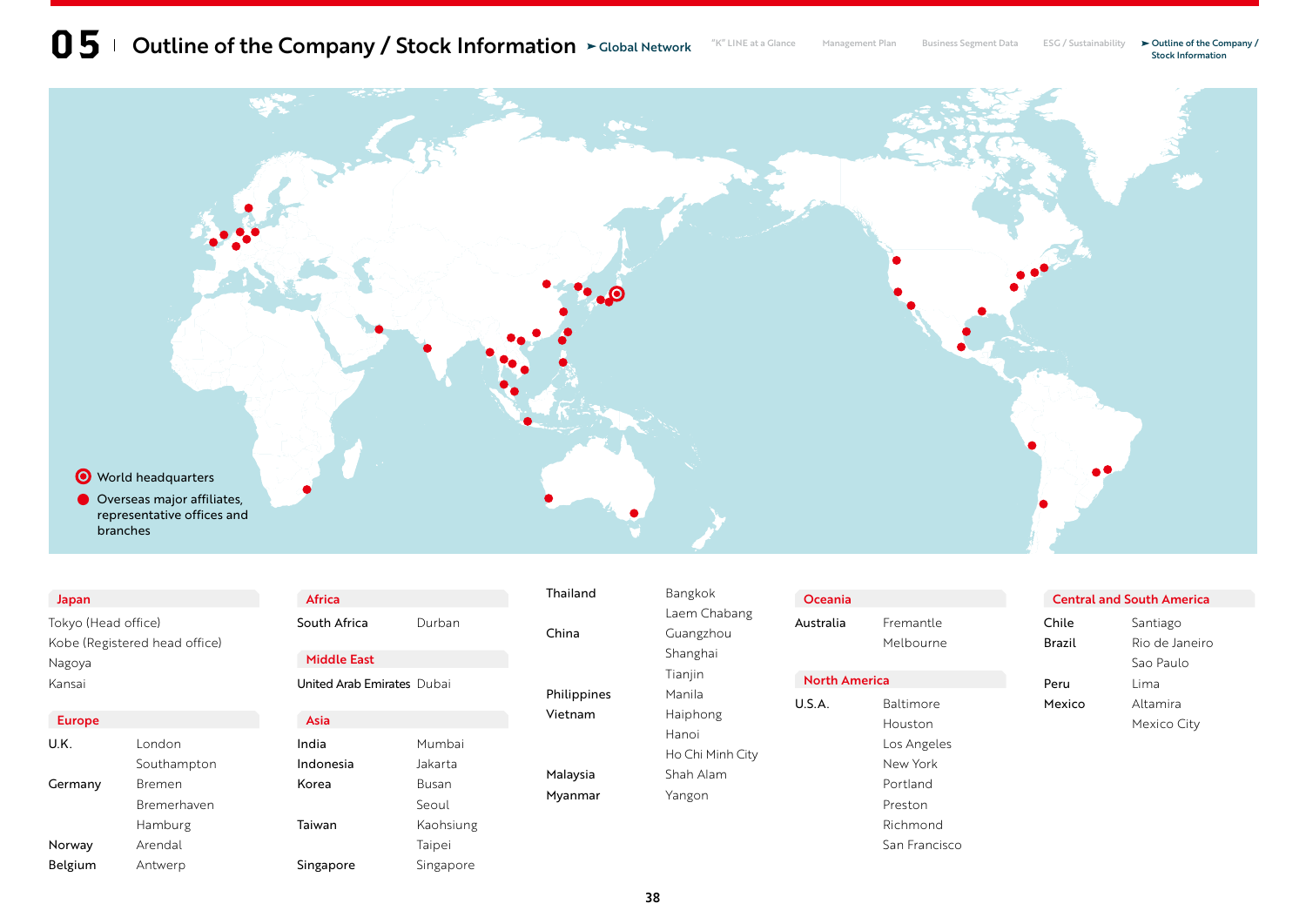# 05 Outline of the Company / Stock Information

## Global Network

- World headquarters
- Overseas major affiliates, representative offices and branches

### Japan

Tokyo (Head office)
Kobe (Registered head office)
Nagoya
Kansai

### Europe

| Country | City |
|---|---|
| U.K. | London |
| | Southampton |
| Germany | Bremen |
| | Bremerhaven |
| | Hamburg |
| Norway | Arendal |
| Belgium | Antwerp |

### Africa

| Country | City |
|---|---|
| South Africa | Durban |

### Middle East

| Country | City |
|---|---|
| United Arab Emirates | Dubai |

### Asia

| Country | City |
|---|---|
| India | Mumbai |
| Indonesia | Jakarta |
| Korea | Busan |
| | Seoul |
| Taiwan | Kaohsiung |
| | Taipei |
| Singapore | Singapore |
| Thailand | Bangkok |
| | Laem Chabang |
| China | Guangzhou |
| | Shanghai |
| | Tianjin |
| Philippines | Manila |
| Vietnam | Haiphong |
| | Hanoi |
| | Ho Chi Minh City |
| Malaysia | Shah Alam |
| Myanmar | Yangon |

### Oceania

| Country | City |
|---|---|
| Australia | Fremantle |
| | Melbourne |

### North America

| Country | City |
|---|---|
| U.S.A. | Baltimore |
| | Houston |
| | Los Angeles |
| | New York |
| | Portland |
| | Preston |
| | Richmond |
| | San Francisco |

### Central and South America

| Country | City |
|---|---|
| Chile | Santiago |
| Brazil | Rio de Janeiro |
| | Sao Paulo |
| Peru | Lima |
| Mexico | Altamira |
| | Mexico City |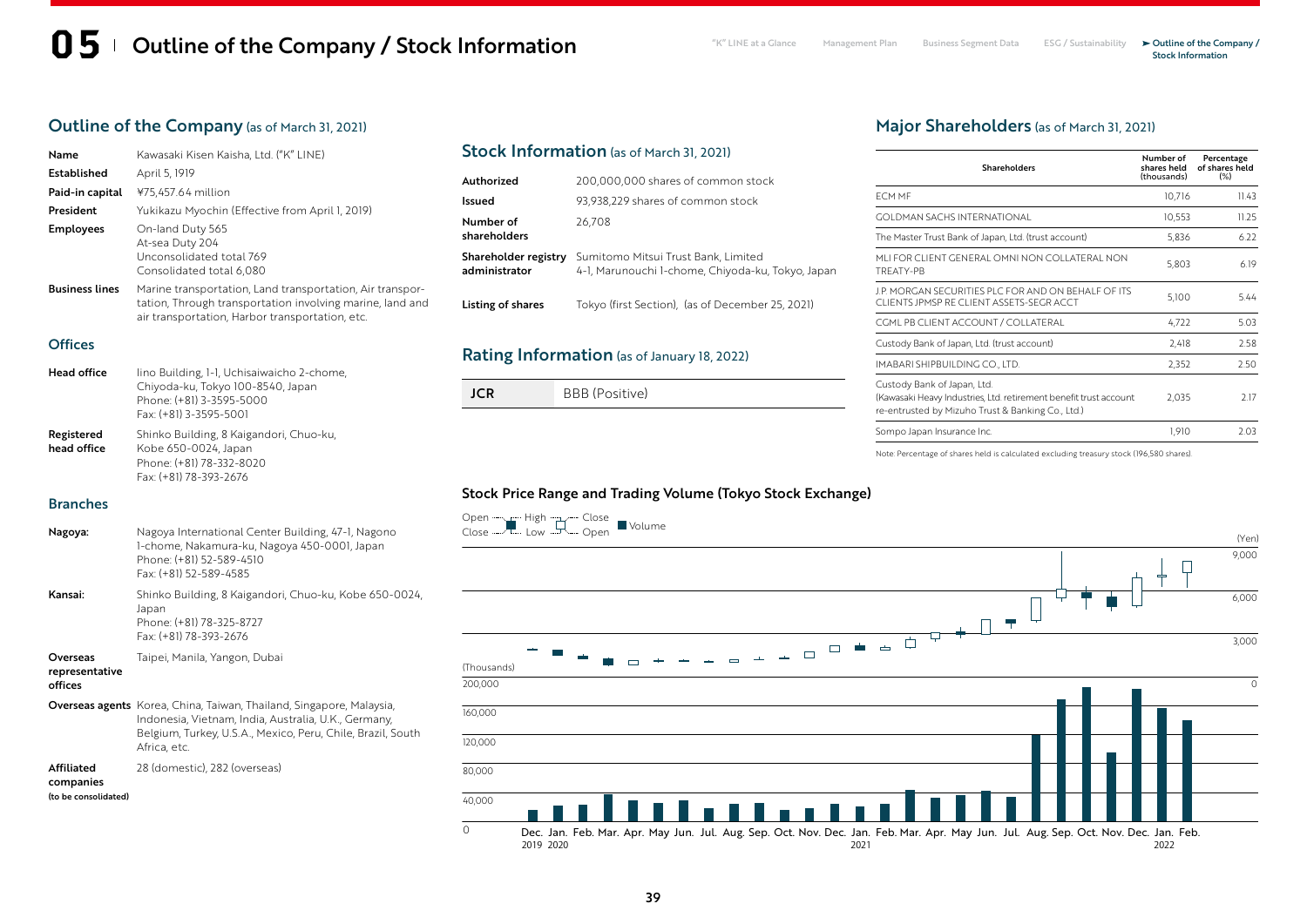# 05 Outline of the Company / Stock Information

## Outline of the Company (as of March 31, 2021)

| | |
|---|---|
| **Name** | Kawasaki Kisen Kaisha, Ltd. ("K" LINE) |
| **Established** | April 5, 1919 |
| **Paid-in capital** | ¥75,457.64 million |
| **President** | Yukikazu Myochin (Effective from April 1, 2019) |
| **Employees** | On-land Duty 565<br>At-sea Duty 204<br>Unconsolidated total 769<br>Consolidated total 6,080 |
| **Business lines** | Marine transportation, Land transportation, Air transportation, Through transportation involving marine, land and air transportation, Harbor transportation, etc. |

### Offices

| | |
|---|---|
| **Head office** | Iino Building, 1-1, Uchisaiwaicho 2-chome, Chiyoda-ku, Tokyo 100-8540, Japan<br>Phone: (+81) 3-3595-5000<br>Fax: (+81) 3-3595-5001 |
| **Registered head office** | Shinko Building, 8 Kaigandori, Chuo-ku, Kobe 650-0024, Japan<br>Phone: (+81) 78-332-8020<br>Fax: (+81) 78-393-2676 |

### Branches

| | |
|---|---|
| **Nagoya:** | Nagoya International Center Building, 47-1, Nagono 1-chome, Nakamura-ku, Nagoya 450-0001, Japan<br>Phone: (+81) 52-589-4510<br>Fax: (+81) 52-589-4585 |
| **Kansai:** | Shinko Building, 8 Kaigandori, Chuo-ku, Kobe 650-0024, Japan<br>Phone: (+81) 78-325-8727<br>Fax: (+81) 78-393-2676 |
| **Overseas representative offices** | Taipei, Manila, Yangon, Dubai |
| **Overseas agents** | Korea, China, Taiwan, Thailand, Singapore, Malaysia, Indonesia, Vietnam, India, Australia, U.K., Germany, Belgium, Turkey, U.S.A., Mexico, Peru, Chile, Brazil, South Africa, etc. |
| **Affiliated companies (to be consolidated)** | 28 (domestic), 282 (overseas) |

## Stock Information (as of March 31, 2021)

| | |
|---|---|
| **Authorized** | 200,000,000 shares of common stock |
| **Issued** | 93,938,229 shares of common stock |
| **Number of shareholders** | 26,708 |
| **Shareholder registry administrator** | Sumitomo Mitsui Trust Bank, Limited<br>4-1, Marunouchi 1-chome, Chiyoda-ku, Tokyo, Japan |
| **Listing of shares** | Tokyo (first Section), (as of December 25, 2021) |

## Rating Information (as of January 18, 2022)

| | |
|---|---|
| **JCR** | BBB (Positive) |

## Major Shareholders (as of March 31, 2021)

| Shareholders | Number of shares held (thousands) | Percentage of shares held (%) |
|---|---|---|
| ECM MF | 10,716 | 11.43 |
| GOLDMAN SACHS INTERNATIONAL | 10,553 | 11.25 |
| The Master Trust Bank of Japan, Ltd. (trust account) | 5,836 | 6.22 |
| MLI FOR CLIENT GENERAL OMNI NON COLLATERAL NON TREATY-PB | 5,803 | 6.19 |
| J.P. MORGAN SECURITIES PLC FOR AND ON BEHALF OF ITS CLIENTS JPMSP RE CLIENT ASSETS-SEGR ACCT | 5,100 | 5.44 |
| CGML PB CLIENT ACCOUNT / COLLATERAL | 4,722 | 5.03 |
| Custody Bank of Japan, Ltd. (trust account) | 2,418 | 2.58 |
| IMABARI SHIPBUILDING CO., LTD. | 2,352 | 2.50 |
| Custody Bank of Japan, Ltd. (Kawasaki Heavy Industries, Ltd. retirement benefit trust account re-entrusted by Mizuho Trust & Banking Co., Ltd.) | 2,035 | 2.17 |
| Sompo Japan Insurance Inc. | 1,910 | 2.03 |

Note: Percentage of shares held is calculated excluding treasury stock (196,580 shares)

## Stock Price Range and Trading Volume (Tokyo Stock Exchange)

Open High Close
Close Low Open
Volume

(Yen)
9,000
6,000
3,000
0

(Thousands)
200,000
160,000
120,000
80,000
40,000
0

Dec. 2019 Jan. 2020 Feb. Mar. Apr. May Jun. Jul. Aug. Sep. Oct. Nov. Dec. Jan. 2021 Feb. Mar. Apr. May Jun. Jul. Aug. Sep. Oct. Nov. Dec. Jan. 2022 Feb.